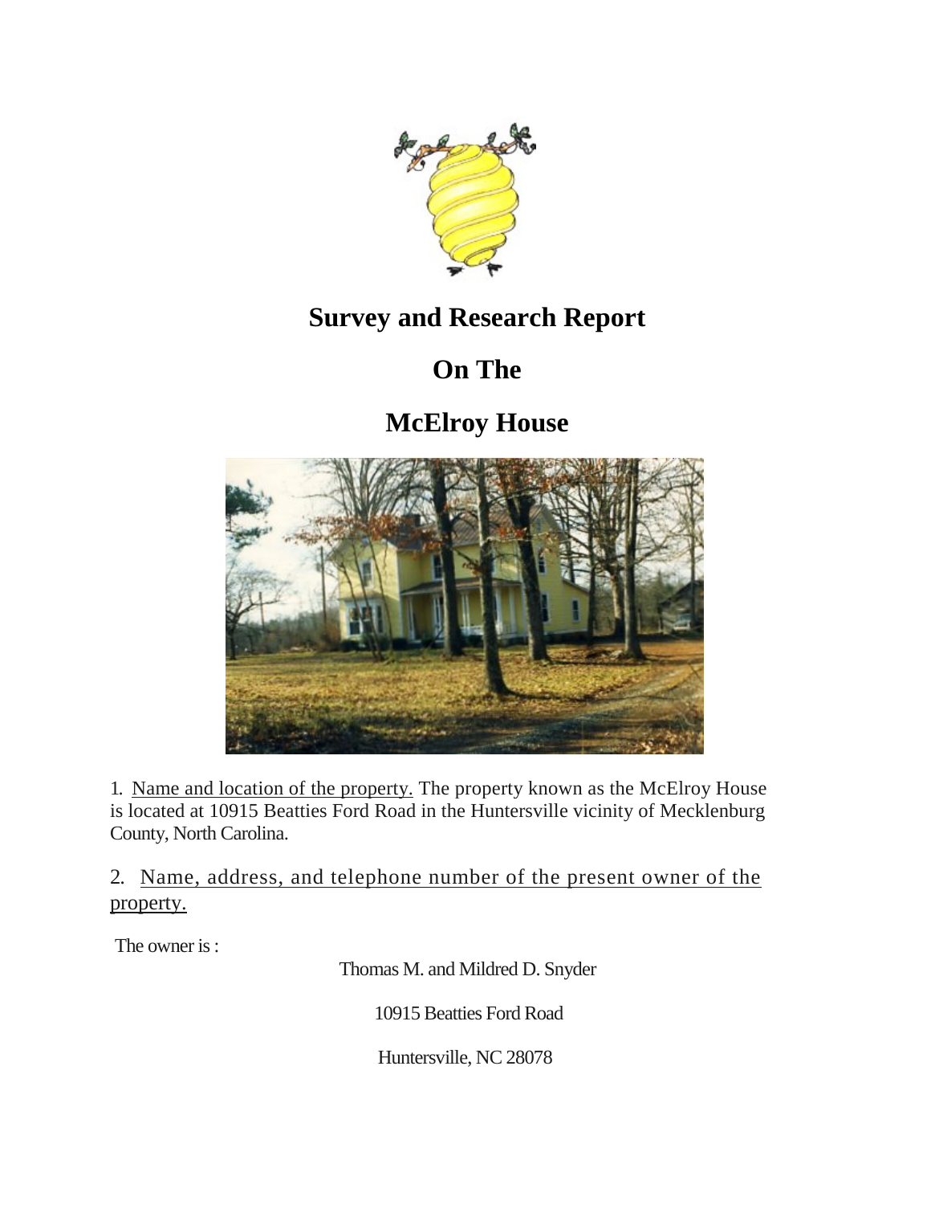# Survey and Research Report

# On The

# McElroy House

1. Name and location of the property. The property known as the McElroy House is located at 10915 Beatties Ford Road in the Huntersville vicinity of Mecklenburg County, North Carolina.

2. Name, address, and telephone number of the present owner of the property.

The owner is :

Thomas M. and Mildred D. Snyder

10915 Beatties Ford Road

Huntersville, NC 28078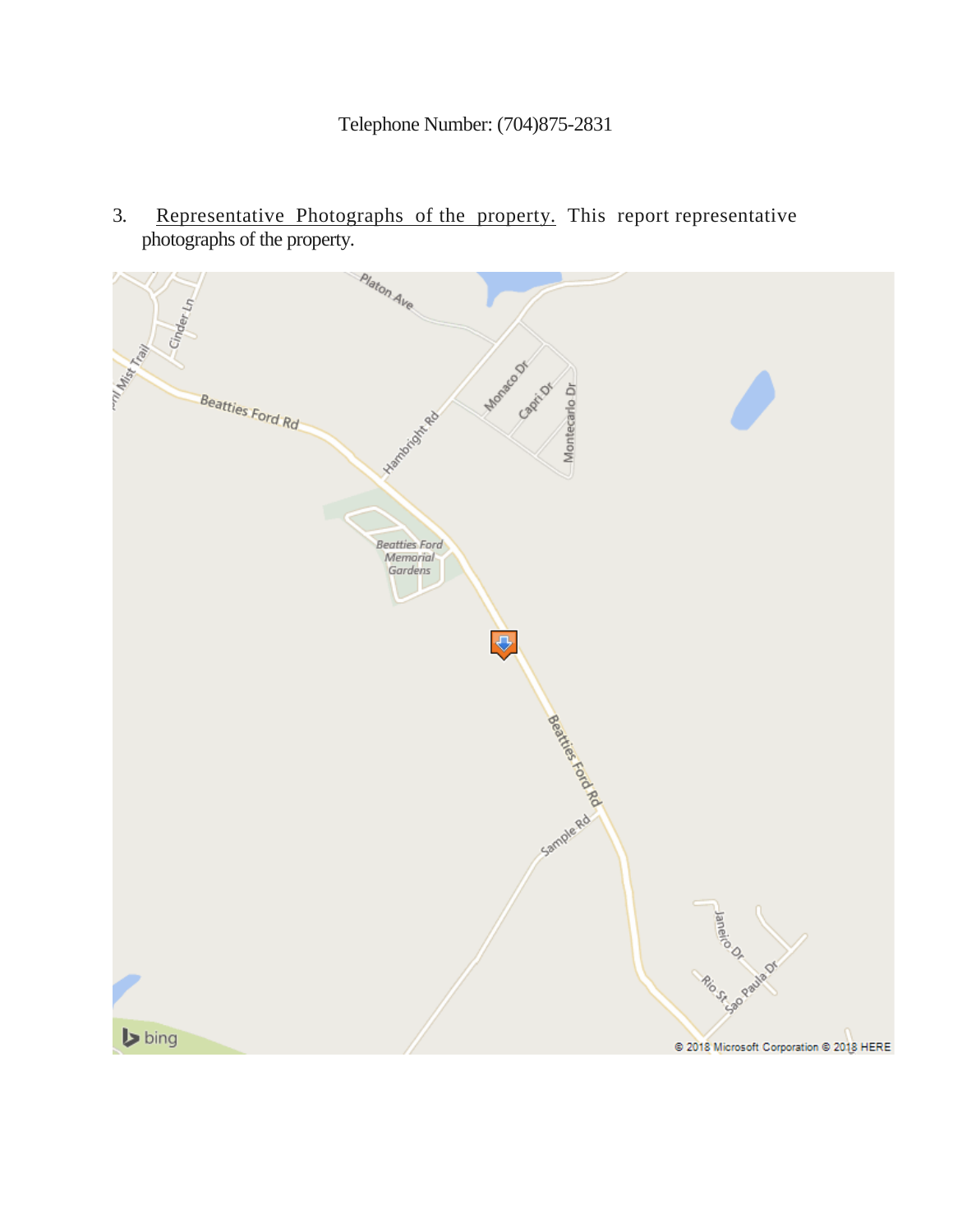Telephone Number: (704)875-2831

3. Representative Photographs of the property. This report representative photographs of the property.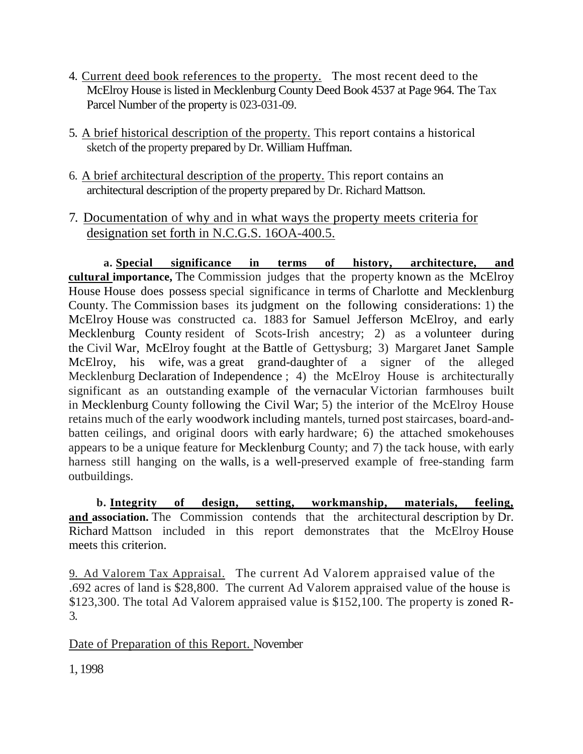4. Current deed book references to the property. The most recent deed to the McElroy House is listed in Mecklenburg County Deed Book 4537 at Page 964. The Tax Parcel Number of the property is 023-031-09.

5. A brief historical description of the property. This report contains a historical sketch of the property prepared by Dr. William Huffman.

6. A brief architectural description of the property. This report contains an architectural description of the property prepared by Dr. Richard Mattson.

7. Documentation of why and in what ways the property meets criteria for designation set forth in N.C.G.S. 16OA-400.5.

**a. Special significance in terms of history, architecture, and cultural importance,** The Commission judges that the property known as the McElroy House House does possess special significance in terms of Charlotte and Mecklenburg County. The Commission bases its judgment on the following considerations: 1) the McElroy House was constructed ca. 1883 for Samuel Jefferson McElroy, and early Mecklenburg County resident of Scots-Irish ancestry; 2) as a volunteer during the Civil War, McElroy fought at the Battle of Gettysburg; 3) Margaret Janet Sample McElroy, his wife, was a great grand-daughter of a signer of the alleged Mecklenburg Declaration of Independence ; 4) the McElroy House is architecturally significant as an outstanding example of the vernacular Victorian farmhouses built in Mecklenburg County following the Civil War; 5) the interior of the McElroy House retains much of the early woodwork including mantels, turned post staircases, board-and-batten ceilings, and original doors with early hardware; 6) the attached smokehouses appears to be a unique feature for Mecklenburg County; and 7) the tack house, with early harness still hanging on the walls, is a well-preserved example of free-standing farm outbuildings.

**b. Integrity of design, setting, workmanship, materials, feeling, and association.** The Commission contends that the architectural description by Dr. Richard Mattson included in this report demonstrates that the McElroy House meets this criterion.

9. Ad Valorem Tax Appraisal. The current Ad Valorem appraised value of the .692 acres of land is $28,800. The current Ad Valorem appraised value of the house is $123,300. The total Ad Valorem appraised value is $152,100. The property is zoned R-3.

Date of Preparation of this Report. November 1, 1998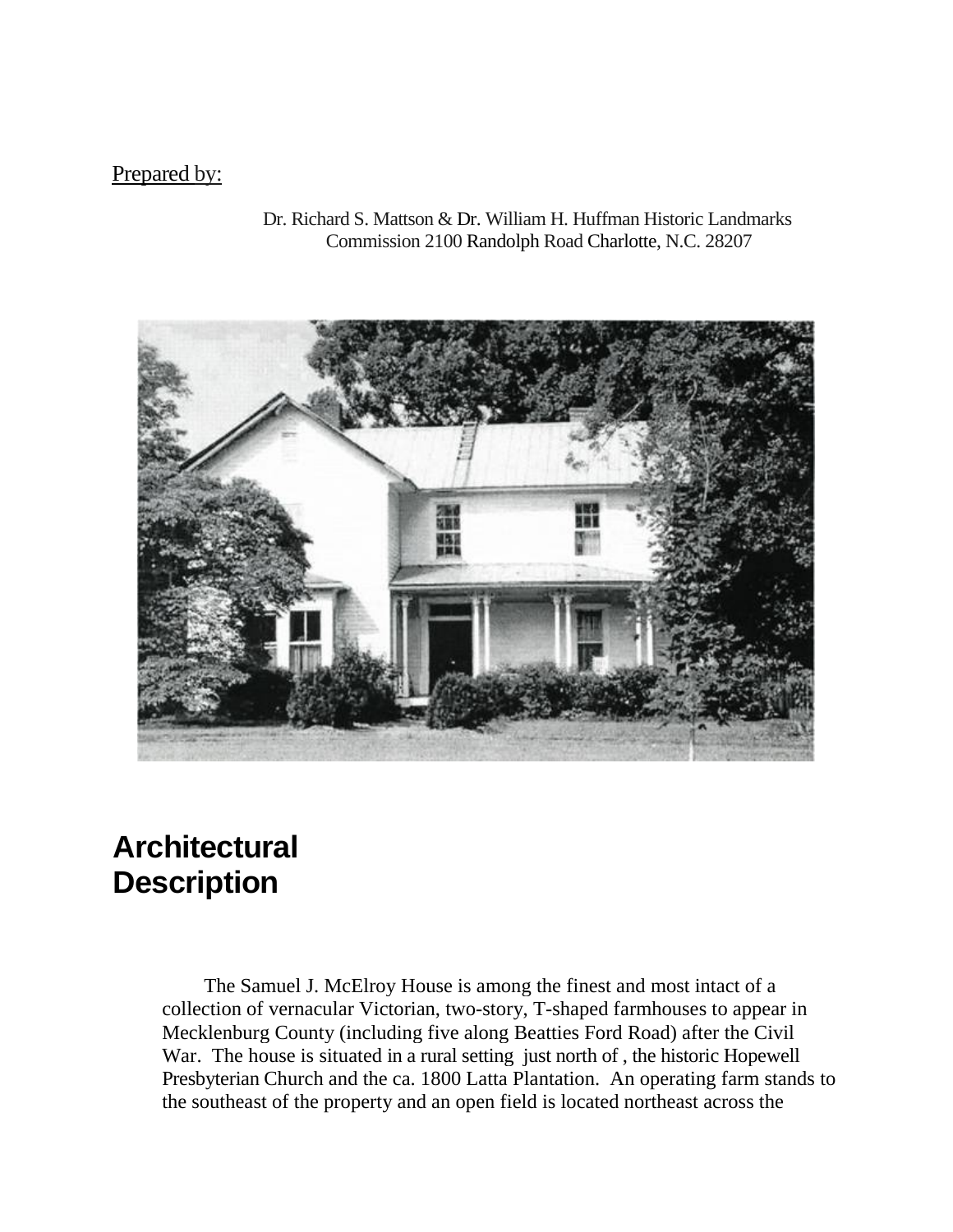Prepared by:

Dr. Richard S. Mattson & Dr. William H. Huffman Historic Landmarks Commission 2100 Randolph Road Charlotte, N.C. 28207

# Architectural Description

The Samuel J. McElroy House is among the finest and most intact of a collection of vernacular Victorian, two-story, T-shaped farmhouses to appear in Mecklenburg County (including five along Beatties Ford Road) after the Civil War. The house is situated in a rural setting just north of , the historic Hopewell Presbyterian Church and the ca. 1800 Latta Plantation. An operating farm stands to the southeast of the property and an open field is located northeast across the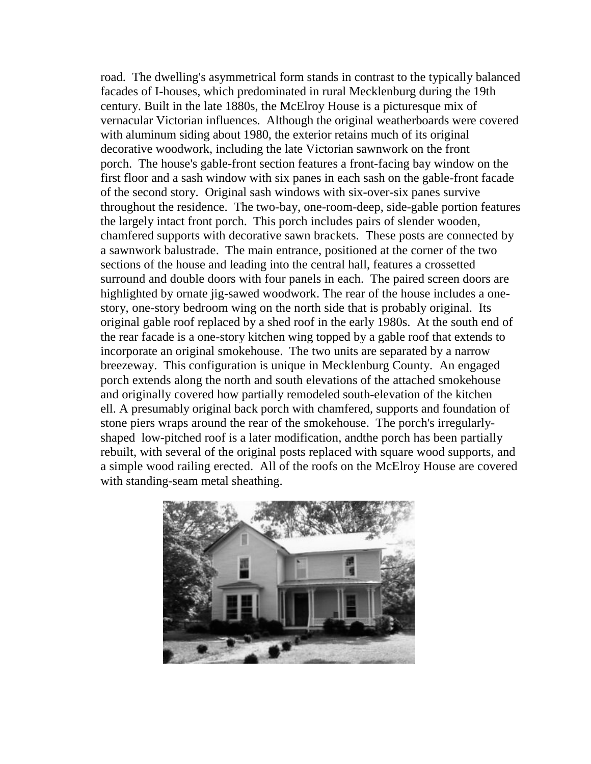road. The dwelling's asymmetrical form stands in contrast to the typically balanced facades of I-houses, which predominated in rural Mecklenburg during the 19th century. Built in the late 1880s, the McElroy House is a picturesque mix of vernacular Victorian influences. Although the original weatherboards were covered with aluminum siding about 1980, the exterior retains much of its original decorative woodwork, including the late Victorian sawnwork on the front porch. The house's gable-front section features a front-facing bay window on the first floor and a sash window with six panes in each sash on the gable-front facade of the second story. Original sash windows with six-over-six panes survive throughout the residence. The two-bay, one-room-deep, side-gable portion features the largely intact front porch. This porch includes pairs of slender wooden, chamfered supports with decorative sawn brackets. These posts are connected by a sawnwork balustrade. The main entrance, positioned at the corner of the two sections of the house and leading into the central hall, features a crossetted surround and double doors with four panels in each. The paired screen doors are highlighted by ornate jig-sawed woodwork. The rear of the house includes a one-story, one-story bedroom wing on the north side that is probably original. Its original gable roof replaced by a shed roof in the early 1980s. At the south end of the rear facade is a one-story kitchen wing topped by a gable roof that extends to incorporate an original smokehouse. The two units are separated by a narrow breezeway. This configuration is unique in Mecklenburg County. An engaged porch extends along the north and south elevations of the attached smokehouse and originally covered how partially remodeled south-elevation of the kitchen ell. A presumably original back porch with chamfered, supports and foundation of stone piers wraps around the rear of the smokehouse. The porch's irregularly-shaped low-pitched roof is a later modification, andthe porch has been partially rebuilt, with several of the original posts replaced with square wood supports, and a simple wood railing erected. All of the roofs on the McElroy House are covered with standing-seam metal sheathing.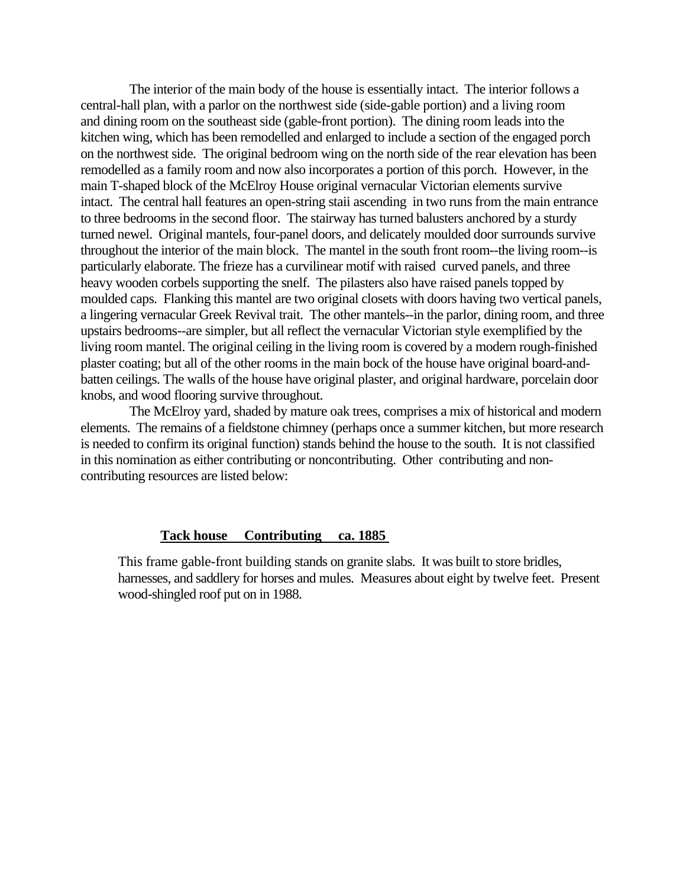The interior of the main body of the house is essentially intact. The interior follows a central-hall plan, with a parlor on the northwest side (side-gable portion) and a living room and dining room on the southeast side (gable-front portion). The dining room leads into the kitchen wing, which has been remodelled and enlarged to include a section of the engaged porch on the northwest side. The original bedroom wing on the north side of the rear elevation has been remodelled as a family room and now also incorporates a portion of this porch. However, in the main T-shaped block of the McElroy House original vernacular Victorian elements survive intact. The central hall features an open-string staii ascending in two runs from the main entrance to three bedrooms in the second floor. The stairway has turned balusters anchored by a sturdy turned newel. Original mantels, four-panel doors, and delicately moulded door surrounds survive throughout the interior of the main block. The mantel in the south front room--the living room--is particularly elaborate. The frieze has a curvilinear motif with raised curved panels, and three heavy wooden corbels supporting the snelf. The pilasters also have raised panels topped by moulded caps. Flanking this mantel are two original closets with doors having two vertical panels, a lingering vernacular Greek Revival trait. The other mantels--in the parlor, dining room, and three upstairs bedrooms--are simpler, but all reflect the vernacular Victorian style exemplified by the living room mantel. The original ceiling in the living room is covered by a modern rough-finished plaster coating; but all of the other rooms in the main bock of the house have original board-and-batten ceilings. The walls of the house have original plaster, and original hardware, porcelain door knobs, and wood flooring survive throughout.

The McElroy yard, shaded by mature oak trees, comprises a mix of historical and modern elements. The remains of a fieldstone chimney (perhaps once a summer kitchen, but more research is needed to confirm its original function) stands behind the house to the south. It is not classified in this nomination as either contributing or noncontributing. Other contributing and non-contributing resources are listed below:

**Tack house Contributing ca. 1885**

This frame gable-front building stands on granite slabs. It was built to store bridles, harnesses, and saddlery for horses and mules. Measures about eight by twelve feet. Present wood-shingled roof put on in 1988.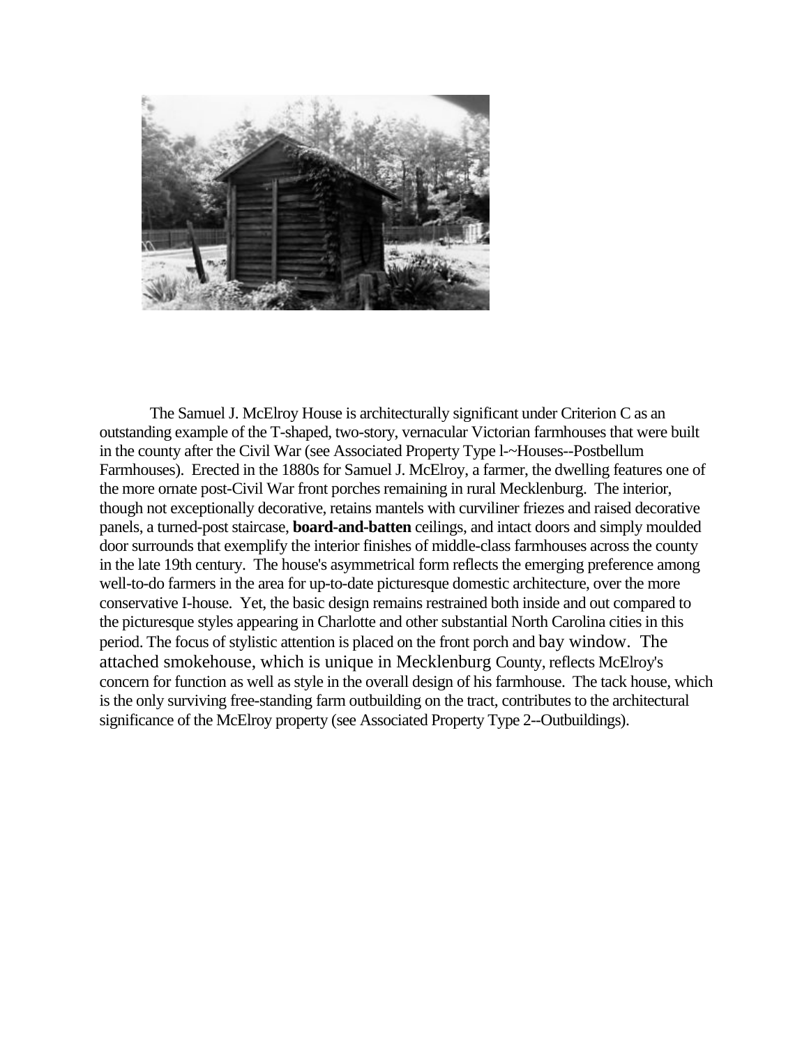The Samuel J. McElroy House is architecturally significant under Criterion C as an outstanding example of the T-shaped, two-story, vernacular Victorian farmhouses that were built in the county after the Civil War (see Associated Property Type l-~Houses--Postbellum Farmhouses). Erected in the 1880s for Samuel J. McElroy, a farmer, the dwelling features one of the more ornate post-Civil War front porches remaining in rural Mecklenburg. The interior, though not exceptionally decorative, retains mantels with curviliner friezes and raised decorative panels, a turned-post staircase, **board-and-batten** ceilings, and intact doors and simply moulded door surrounds that exemplify the interior finishes of middle-class farmhouses across the county in the late 19th century. The house's asymmetrical form reflects the emerging preference among well-to-do farmers in the area for up-to-date picturesque domestic architecture, over the more conservative I-house. Yet, the basic design remains restrained both inside and out compared to the picturesque styles appearing in Charlotte and other substantial North Carolina cities in this period. The focus of stylistic attention is placed on the front porch and bay window. The attached smokehouse, which is unique in Mecklenburg County, reflects McElroy's concern for function as well as style in the overall design of his farmhouse. The tack house, which is the only surviving free-standing farm outbuilding on the tract, contributes to the architectural significance of the McElroy property (see Associated Property Type 2--Outbuildings).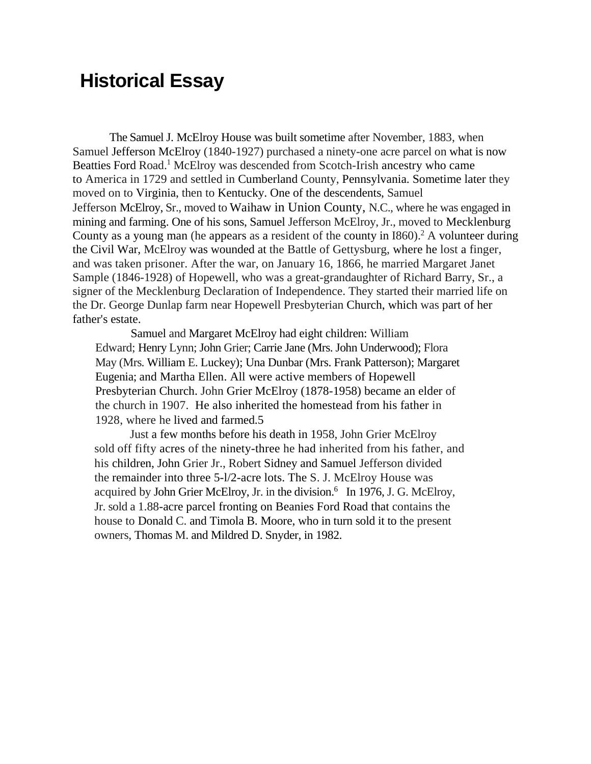# Historical Essay

The Samuel J. McElroy House was built sometime after November, 1883, when Samuel Jefferson McElroy (1840-1927) purchased a ninety-one acre parcel on what is now Beatties Ford Road.[1] McElroy was descended from Scotch-Irish ancestry who came to America in 1729 and settled in Cumberland County, Pennsylvania. Sometime later they moved on to Virginia, then to Kentucky. One of the descendents, Samuel Jefferson McElroy, Sr., moved to Waihaw in Union County, N.C., where he was engaged in mining and farming. One of his sons, Samuel Jefferson McElroy, Jr., moved to Mecklenburg County as a young man (he appears as a resident of the county in I860).[2] A volunteer during the Civil War, McElroy was wounded at the Battle of Gettysburg, where he lost a finger, and was taken prisoner. After the war, on January 16, 1866, he married Margaret Janet Sample (1846-1928) of Hopewell, who was a great-granddaughter of Richard Barry, Sr., a signer of the Mecklenburg Declaration of Independence. They started their married life on the Dr. George Dunlap farm near Hopewell Presbyterian Church, which was part of her father's estate.

Samuel and Margaret McElroy had eight children: William Edward; Henry Lynn; John Grier; Carrie Jane (Mrs. John Underwood); Flora May (Mrs. William E. Luckey); Una Dunbar (Mrs. Frank Patterson); Margaret Eugenia; and Martha Ellen. All were active members of Hopewell Presbyterian Church. John Grier McElroy (1878-1958) became an elder of the church in 1907. He also inherited the homestead from his father in 1928, where he lived and farmed.5

Just a few months before his death in 1958, John Grier McElroy sold off fifty acres of the ninety-three he had inherited from his father, and his children, John Grier Jr., Robert Sidney and Samuel Jefferson divided the remainder into three 5-l/2-acre lots. The S. J. McElroy House was acquired by John Grier McElroy, Jr. in the division.[6] In 1976, J. G. McElroy, Jr. sold a 1.88-acre parcel fronting on Beanies Ford Road that contains the house to Donald C. and Timola B. Moore, who in turn sold it to the present owners, Thomas M. and Mildred D. Snyder, in 1982.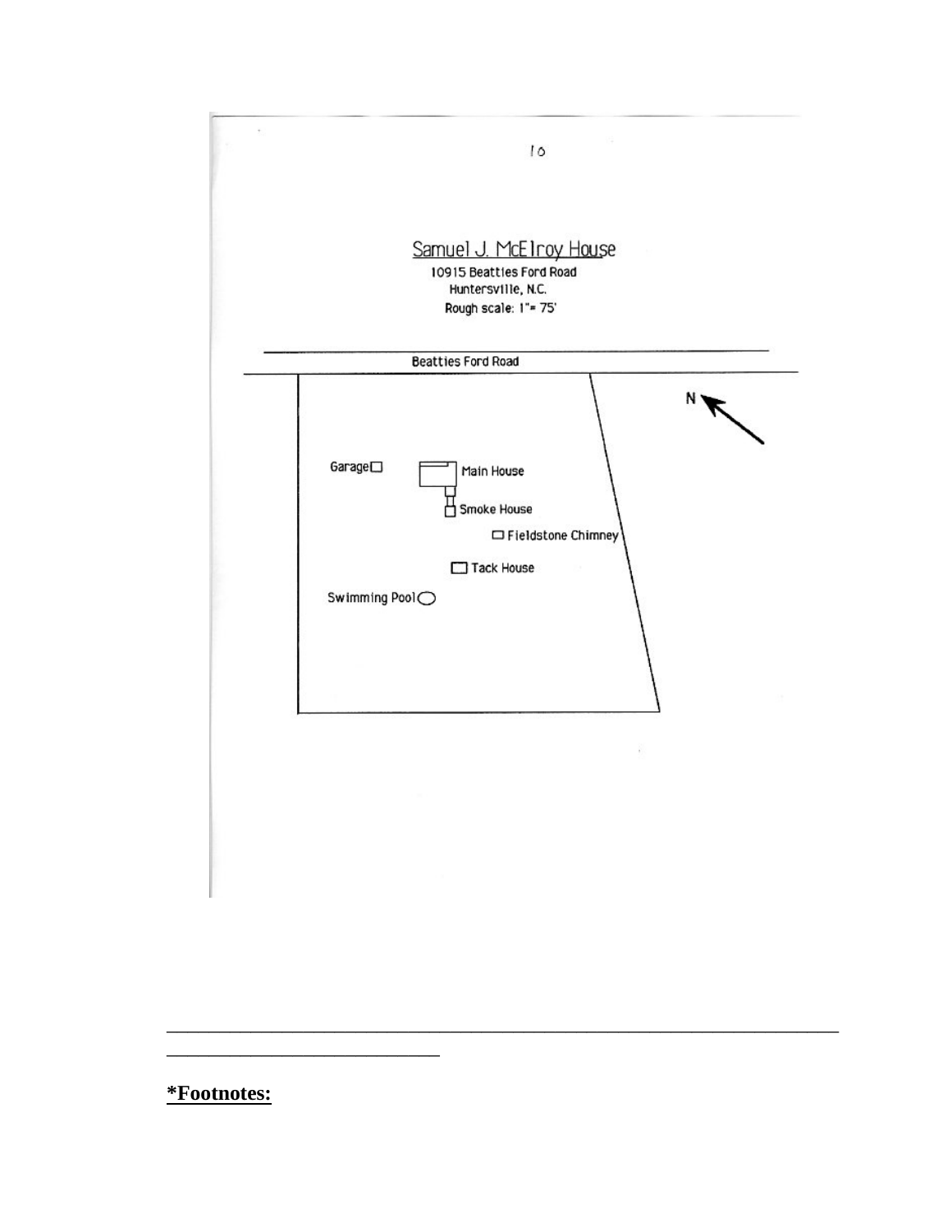Samuel J. McElroy House

10915 Beatties Ford Road

Huntersville, N.C.

Rough scale: 1"= 75'

Beatties Ford Road

N

Garage

Main House

Smoke House

Fieldstone Chimney

Tack House

Swimming Pool

---

**\*Footnotes:**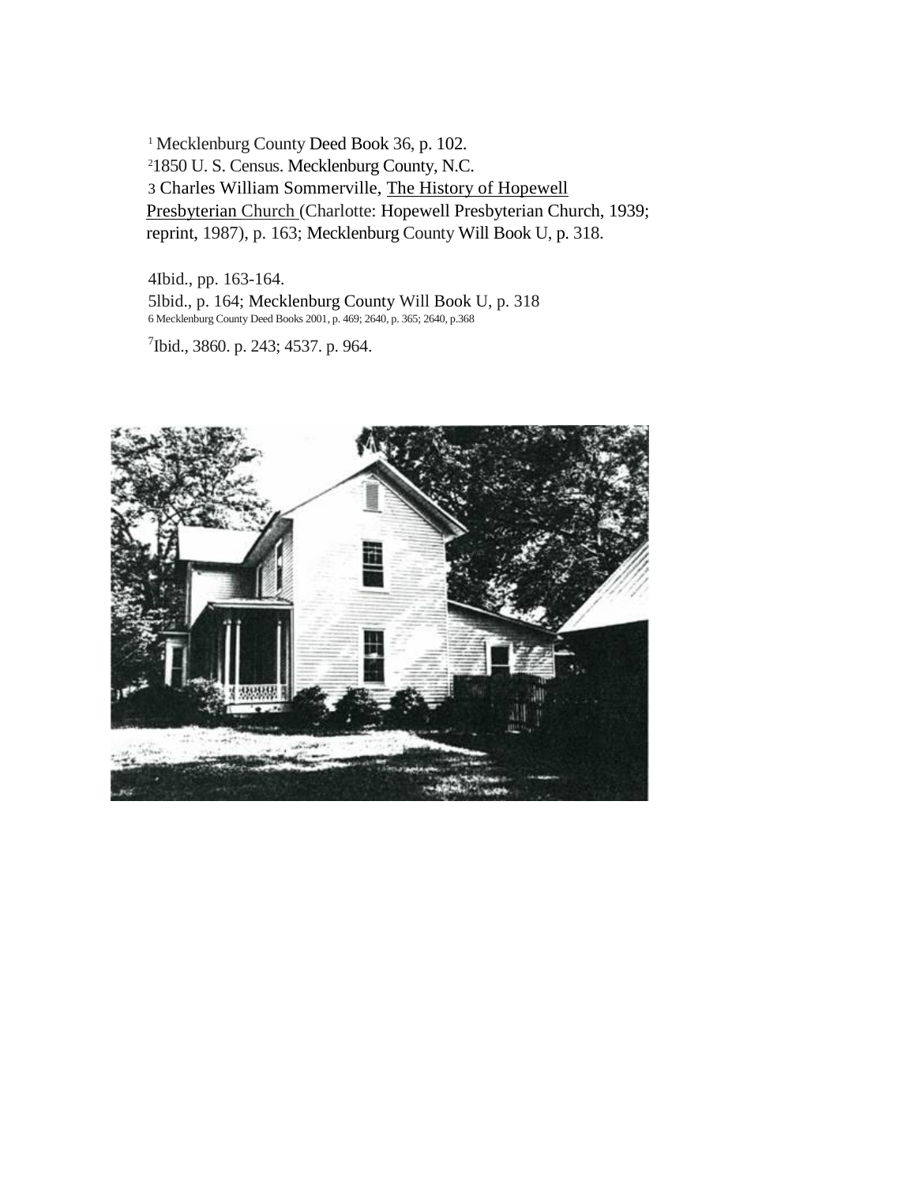[1] Mecklenburg County Deed Book 36, p. 102.

[2] 1850 U. S. Census. Mecklenburg County, N.C.

[3] Charles William Sommerville, The History of Hopewell Presbyterian Church (Charlotte: Hopewell Presbyterian Church, 1939; reprint, 1987), p. 163; Mecklenburg County Will Book U, p. 318.

[4] Ibid., pp. 163-164.

[5] lbid., p. 164; Mecklenburg County Will Book U, p. 318

[6] Mecklenburg County Deed Books 2001, p. 469; 2640, p. 365; 2640, p.368

[7] Ibid., 3860. p. 243; 4537. p. 964.